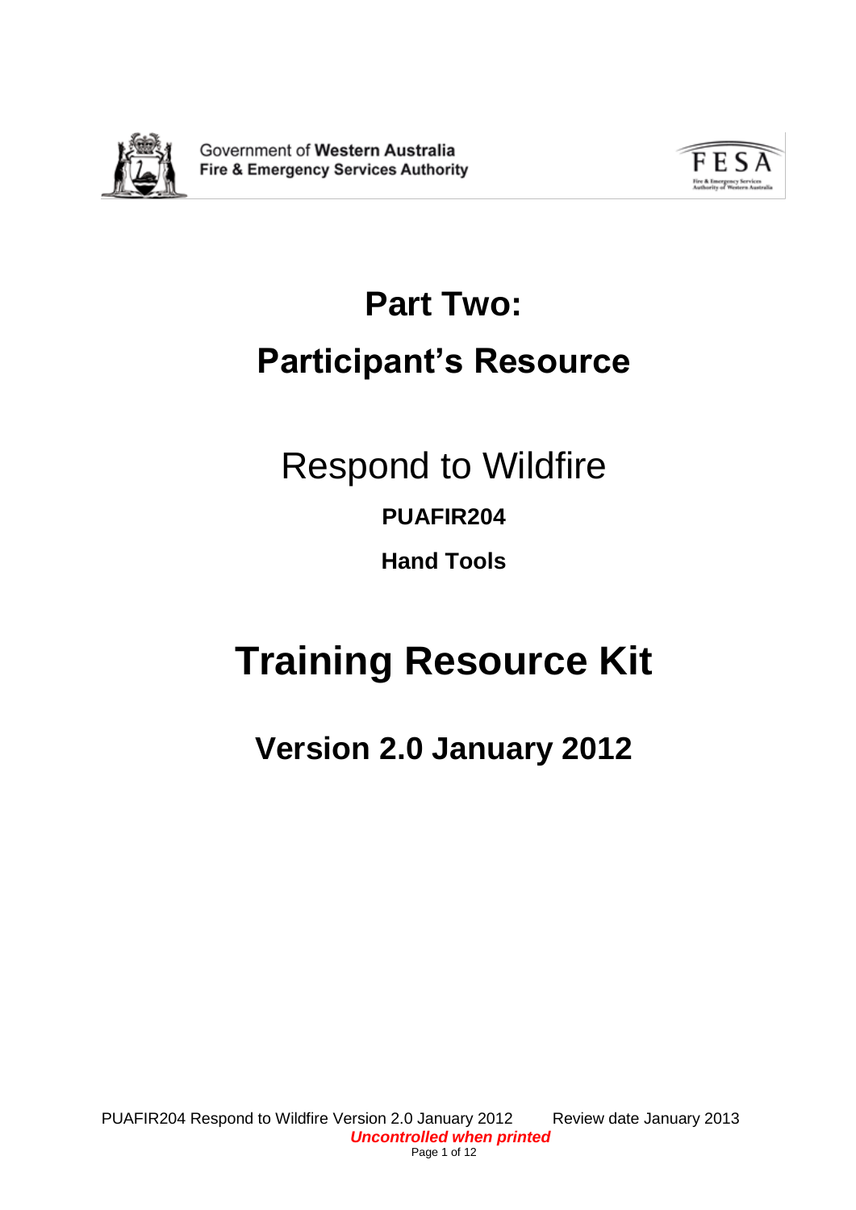Government of **Western Australia**
**Fire & Emergency Services Authority**

# Part Two:

# Participant's Resource

## Respond to Wildfire

**PUAFIR204**

**Hand Tools**

# Training Resource Kit

## Version 2.0 January 2012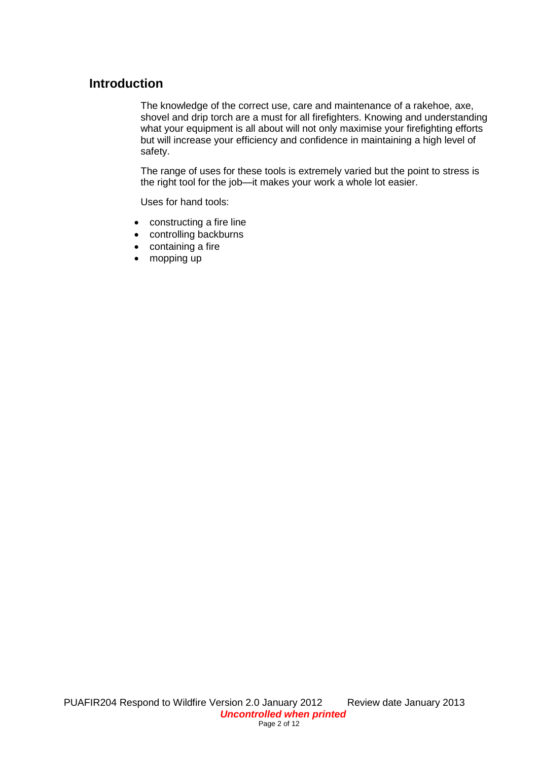## Introduction

The knowledge of the correct use, care and maintenance of a rakehoe, axe, shovel and drip torch are a must for all firefighters. Knowing and understanding what your equipment is all about will not only maximise your firefighting efforts but will increase your efficiency and confidence in maintaining a high level of safety.

The range of uses for these tools is extremely varied but the point to stress is the right tool for the job—it makes your work a whole lot easier.

Uses for hand tools:

- constructing a fire line
- controlling backburns
- containing a fire
- mopping up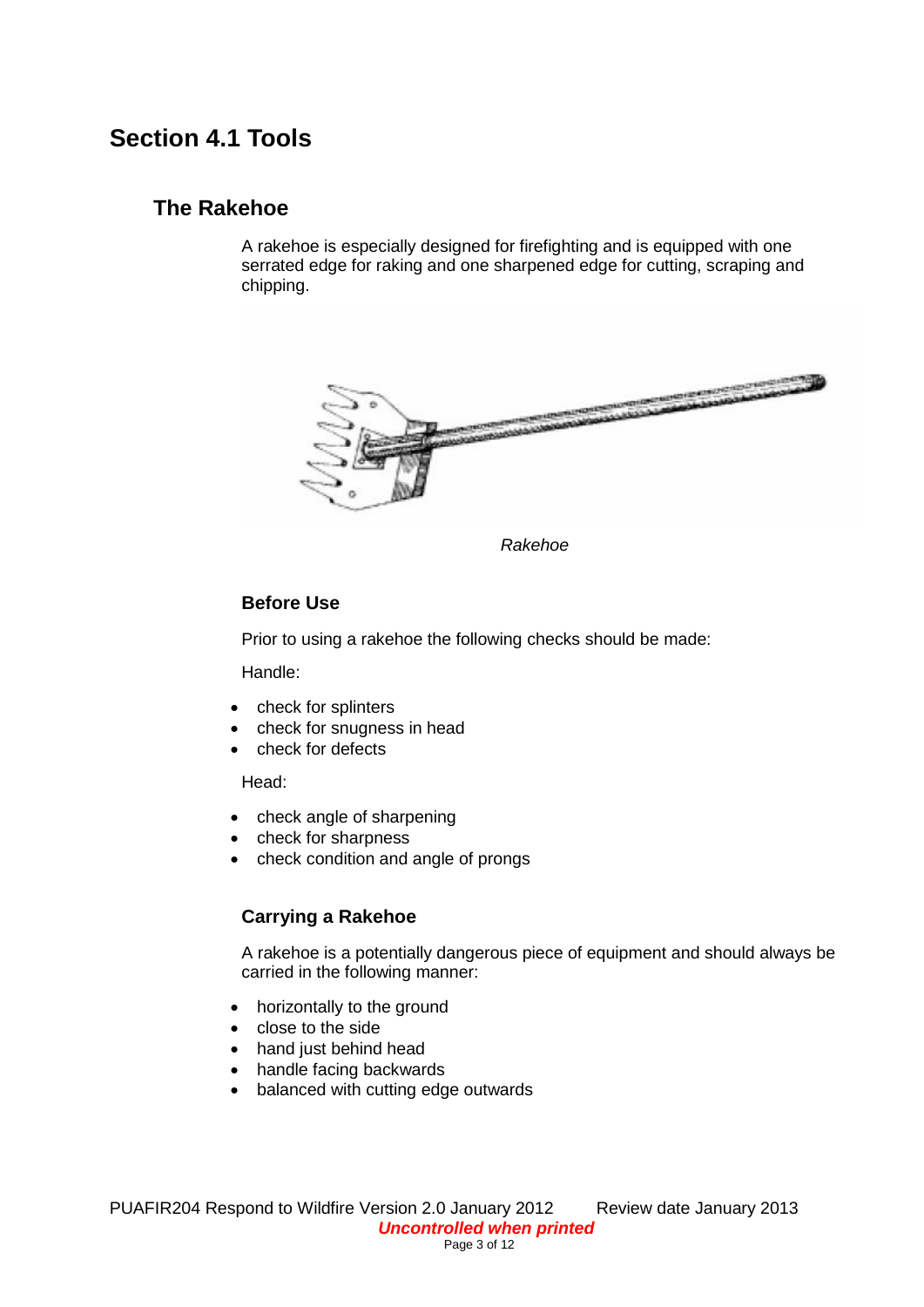# Section 4.1 Tools

## The Rakehoe

A rakehoe is especially designed for firefighting and is equipped with one serrated edge for raking and one sharpened edge for cutting, scraping and chipping.

*Rakehoe*

### Before Use

Prior to using a rakehoe the following checks should be made:

Handle:

- check for splinters
- check for snugness in head
- check for defects

Head:

- check angle of sharpening
- check for sharpness
- check condition and angle of prongs

### Carrying a Rakehoe

A rakehoe is a potentially dangerous piece of equipment and should always be carried in the following manner:

- horizontally to the ground
- close to the side
- hand just behind head
- handle facing backwards
- balanced with cutting edge outwards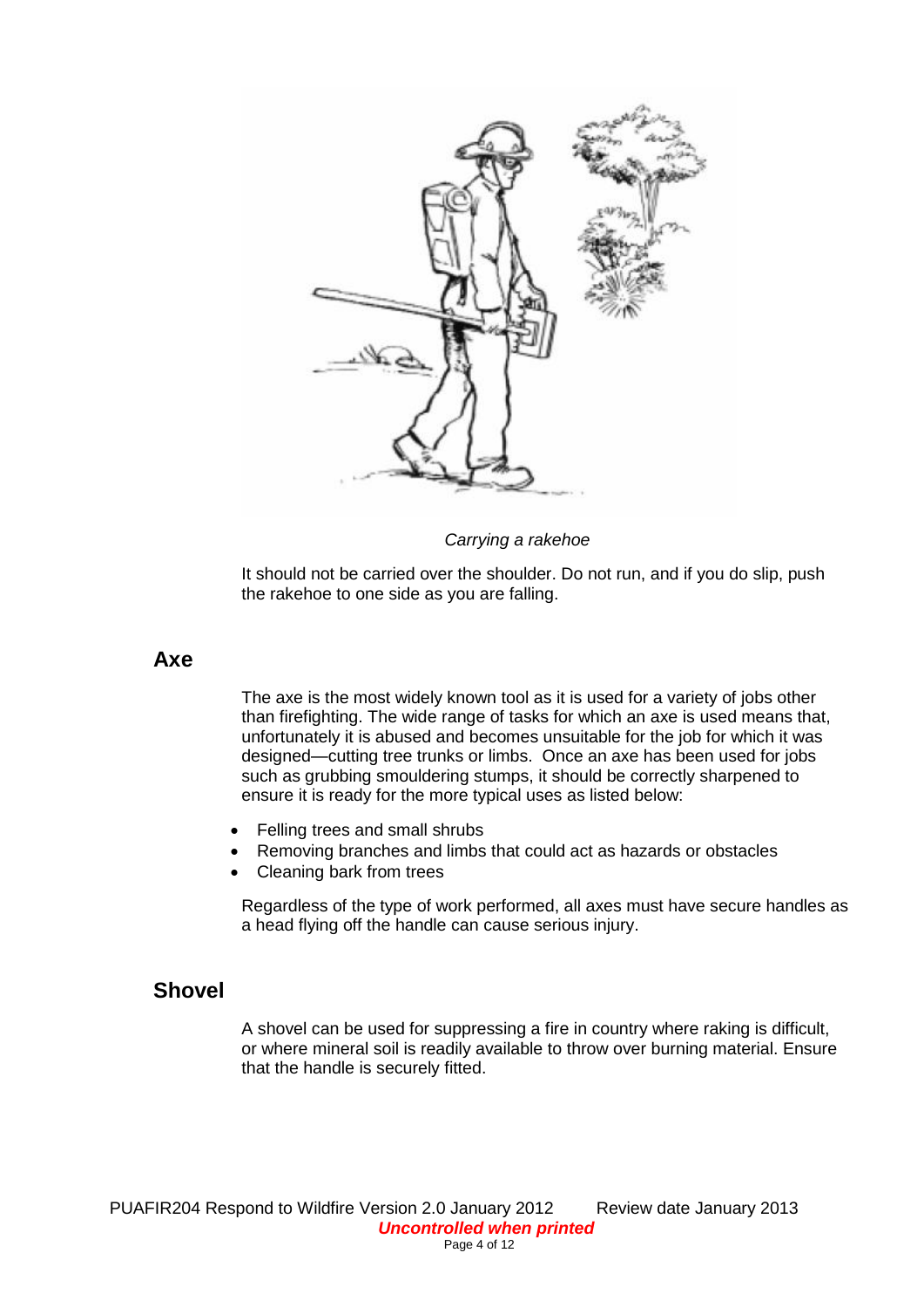*Carrying a rakehoe*

It should not be carried over the shoulder. Do not run, and if you do slip, push the rakehoe to one side as you are falling.

## Axe

The axe is the most widely known tool as it is used for a variety of jobs other than firefighting. The wide range of tasks for which an axe is used means that, unfortunately it is abused and becomes unsuitable for the job for which it was designed—cutting tree trunks or limbs. Once an axe has been used for jobs such as grubbing smouldering stumps, it should be correctly sharpened to ensure it is ready for the more typical uses as listed below:

- Felling trees and small shrubs
- Removing branches and limbs that could act as hazards or obstacles
- Cleaning bark from trees

Regardless of the type of work performed, all axes must have secure handles as a head flying off the handle can cause serious injury.

## Shovel

A shovel can be used for suppressing a fire in country where raking is difficult, or where mineral soil is readily available to throw over burning material. Ensure that the handle is securely fitted.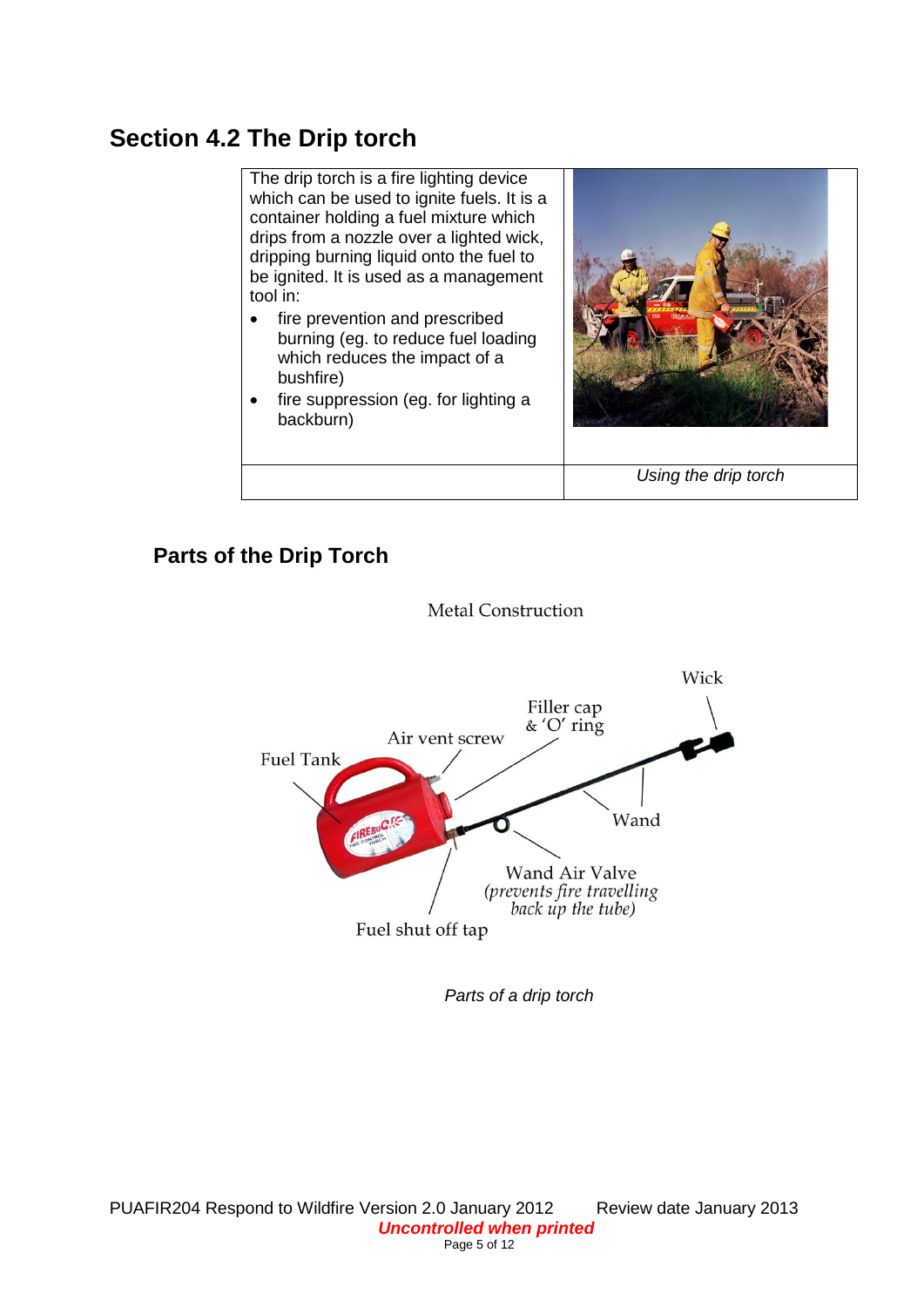## Section 4.2 The Drip torch

The drip torch is a fire lighting device which can be used to ignite fuels. It is a container holding a fuel mixture which drips from a nozzle over a lighted wick, dripping burning liquid onto the fuel to be ignited. It is used as a management tool in:

- fire prevention and prescribed burning (eg. to reduce fuel loading which reduces the impact of a bushfire)
- fire suppression (eg. for lighting a backburn)

*Using the drip torch*

### Parts of the Drip Torch

Metal Construction

Wick

Filler cap & 'O' ring

Air vent screw

Fuel Tank

Wand

Wand Air Valve *(prevents fire travelling back up the tube)*

Fuel shut off tap

*Parts of a drip torch*

PUAFIR204 Respond to Wildfire Version 2.0 January 2012 Review date January 2013

***Uncontrolled when printed***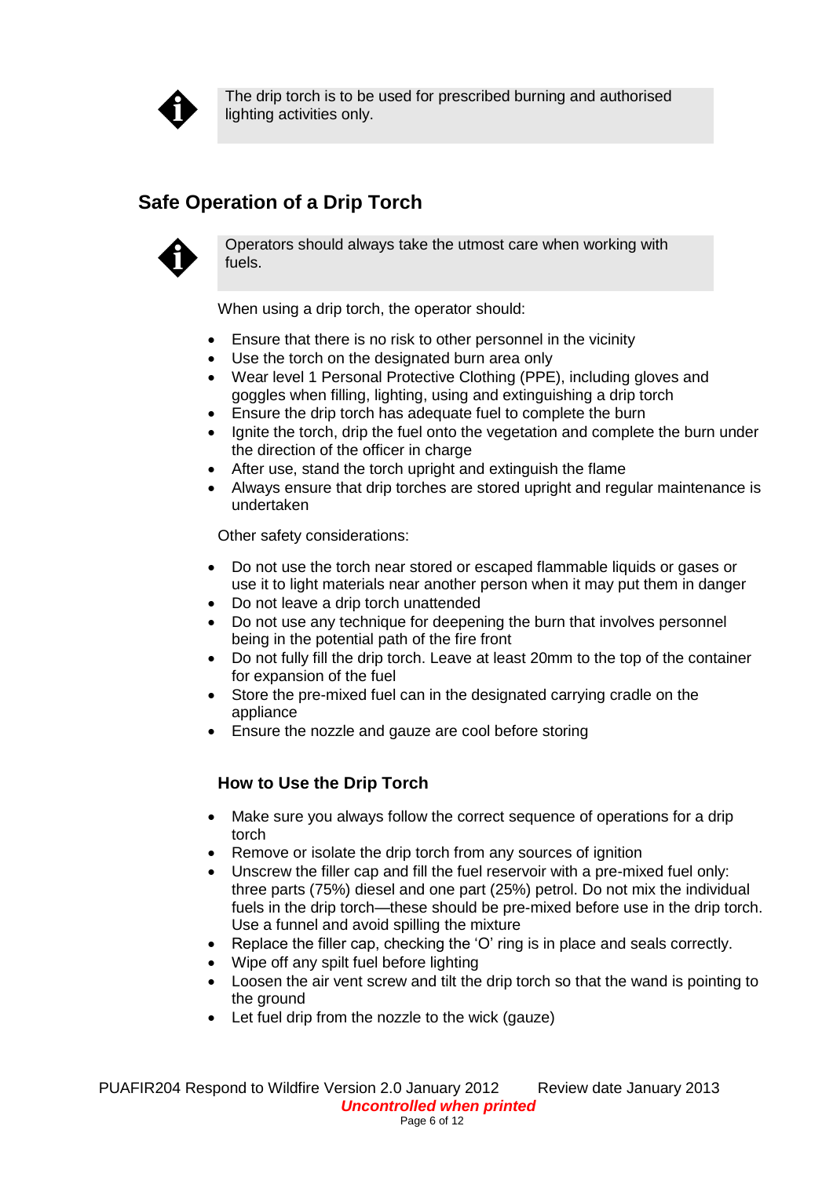> The drip torch is to be used for prescribed burning and authorised lighting activities only.

## Safe Operation of a Drip Torch

> Operators should always take the utmost care when working with fuels.

When using a drip torch, the operator should:

- Ensure that there is no risk to other personnel in the vicinity
- Use the torch on the designated burn area only
- Wear level 1 Personal Protective Clothing (PPE), including gloves and goggles when filling, lighting, using and extinguishing a drip torch
- Ensure the drip torch has adequate fuel to complete the burn
- Ignite the torch, drip the fuel onto the vegetation and complete the burn under the direction of the officer in charge
- After use, stand the torch upright and extinguish the flame
- Always ensure that drip torches are stored upright and regular maintenance is undertaken

Other safety considerations:

- Do not use the torch near stored or escaped flammable liquids or gases or use it to light materials near another person when it may put them in danger
- Do not leave a drip torch unattended
- Do not use any technique for deepening the burn that involves personnel being in the potential path of the fire front
- Do not fully fill the drip torch. Leave at least 20mm to the top of the container for expansion of the fuel
- Store the pre-mixed fuel can in the designated carrying cradle on the appliance
- Ensure the nozzle and gauze are cool before storing

### How to Use the Drip Torch

- Make sure you always follow the correct sequence of operations for a drip torch
- Remove or isolate the drip torch from any sources of ignition
- Unscrew the filler cap and fill the fuel reservoir with a pre-mixed fuel only: three parts (75%) diesel and one part (25%) petrol. Do not mix the individual fuels in the drip torch—these should be pre-mixed before use in the drip torch. Use a funnel and avoid spilling the mixture
- Replace the filler cap, checking the 'O' ring is in place and seals correctly.
- Wipe off any spilt fuel before lighting
- Loosen the air vent screw and tilt the drip torch so that the wand is pointing to the ground
- Let fuel drip from the nozzle to the wick (gauze)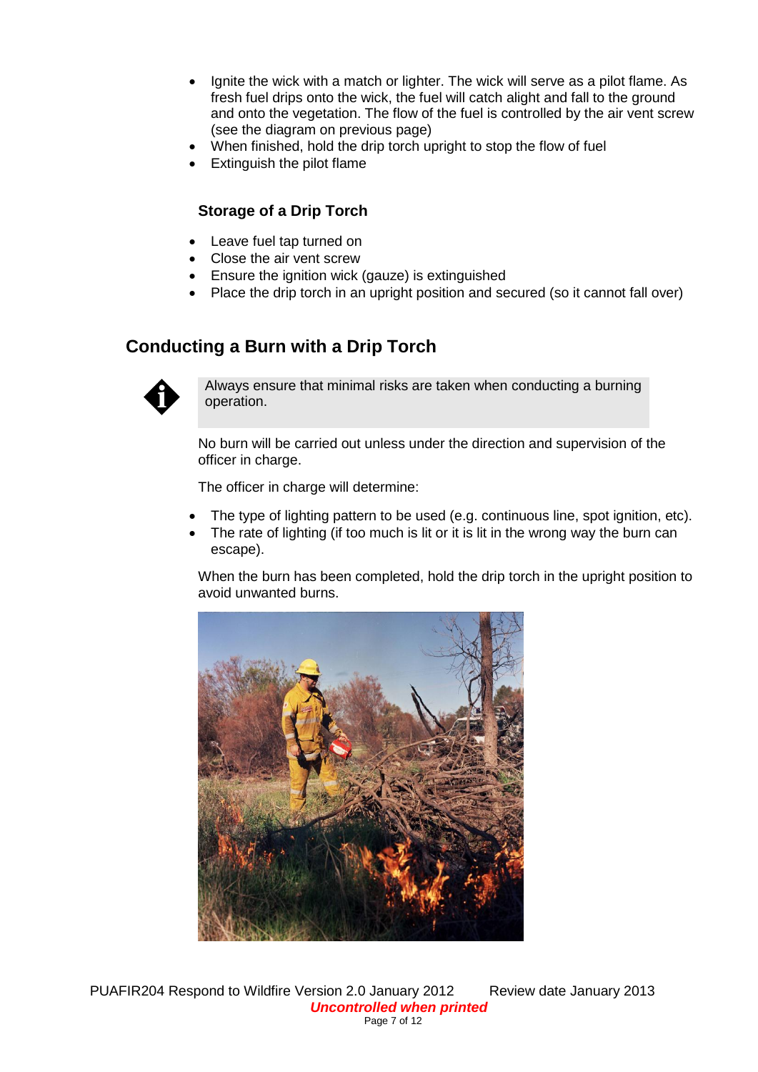- Ignite the wick with a match or lighter. The wick will serve as a pilot flame. As fresh fuel drips onto the wick, the fuel will catch alight and fall to the ground and onto the vegetation. The flow of the fuel is controlled by the air vent screw (see the diagram on previous page)
- When finished, hold the drip torch upright to stop the flow of fuel
- Extinguish the pilot flame

### Storage of a Drip Torch

- Leave fuel tap turned on
- Close the air vent screw
- Ensure the ignition wick (gauze) is extinguished
- Place the drip torch in an upright position and secured (so it cannot fall over)

## Conducting a Burn with a Drip Torch

Always ensure that minimal risks are taken when conducting a burning operation.

No burn will be carried out unless under the direction and supervision of the officer in charge.

The officer in charge will determine:

- The type of lighting pattern to be used (e.g. continuous line, spot ignition, etc).
- The rate of lighting (if too much is lit or it is lit in the wrong way the burn can escape).

When the burn has been completed, hold the drip torch in the upright position to avoid unwanted burns.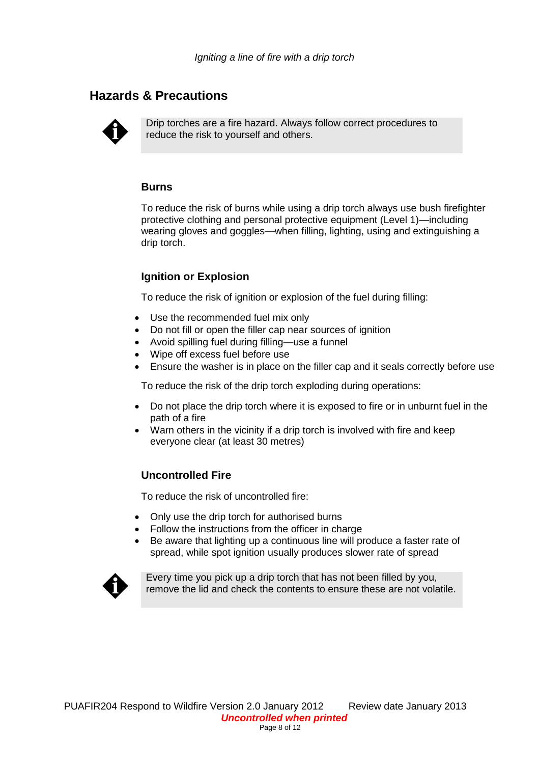*Igniting a line of fire with a drip torch*

## Hazards & Precautions

> Drip torches are a fire hazard. Always follow correct procedures to reduce the risk to yourself and others.

### Burns

To reduce the risk of burns while using a drip torch always use bush firefighter protective clothing and personal protective equipment (Level 1)—including wearing gloves and goggles—when filling, lighting, using and extinguishing a drip torch.

### Ignition or Explosion

To reduce the risk of ignition or explosion of the fuel during filling:

- Use the recommended fuel mix only
- Do not fill or open the filler cap near sources of ignition
- Avoid spilling fuel during filling—use a funnel
- Wipe off excess fuel before use
- Ensure the washer is in place on the filler cap and it seals correctly before use

To reduce the risk of the drip torch exploding during operations:

- Do not place the drip torch where it is exposed to fire or in unburnt fuel in the path of a fire
- Warn others in the vicinity if a drip torch is involved with fire and keep everyone clear (at least 30 metres)

### Uncontrolled Fire

To reduce the risk of uncontrolled fire:

- Only use the drip torch for authorised burns
- Follow the instructions from the officer in charge
- Be aware that lighting up a continuous line will produce a faster rate of spread, while spot ignition usually produces slower rate of spread

> Every time you pick up a drip torch that has not been filled by you, remove the lid and check the contents to ensure these are not volatile.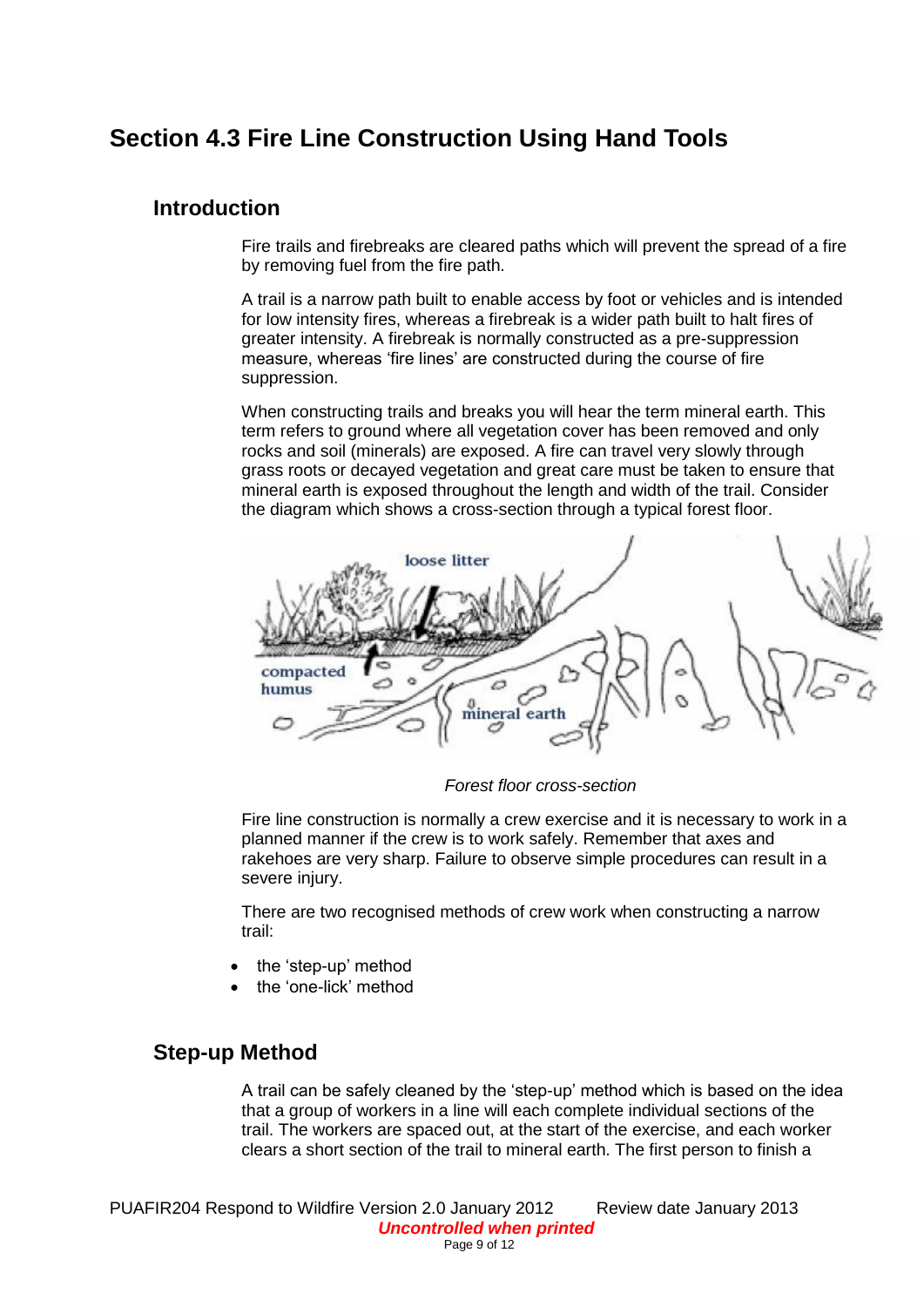# Section 4.3 Fire Line Construction Using Hand Tools

## Introduction

Fire trails and firebreaks are cleared paths which will prevent the spread of a fire by removing fuel from the fire path.

A trail is a narrow path built to enable access by foot or vehicles and is intended for low intensity fires, whereas a firebreak is a wider path built to halt fires of greater intensity. A firebreak is normally constructed as a pre-suppression measure, whereas 'fire lines' are constructed during the course of fire suppression.

When constructing trails and breaks you will hear the term mineral earth. This term refers to ground where all vegetation cover has been removed and only rocks and soil (minerals) are exposed. A fire can travel very slowly through grass roots or decayed vegetation and great care must be taken to ensure that mineral earth is exposed throughout the length and width of the trail. Consider the diagram which shows a cross-section through a typical forest floor.

*Forest floor cross-section*

Fire line construction is normally a crew exercise and it is necessary to work in a planned manner if the crew is to work safely. Remember that axes and rakehoes are very sharp. Failure to observe simple procedures can result in a severe injury.

There are two recognised methods of crew work when constructing a narrow trail:

- the 'step-up' method
- the 'one-lick' method

## Step-up Method

A trail can be safely cleaned by the 'step-up' method which is based on the idea that a group of workers in a line will each complete individual sections of the trail. The workers are spaced out, at the start of the exercise, and each worker clears a short section of the trail to mineral earth. The first person to finish a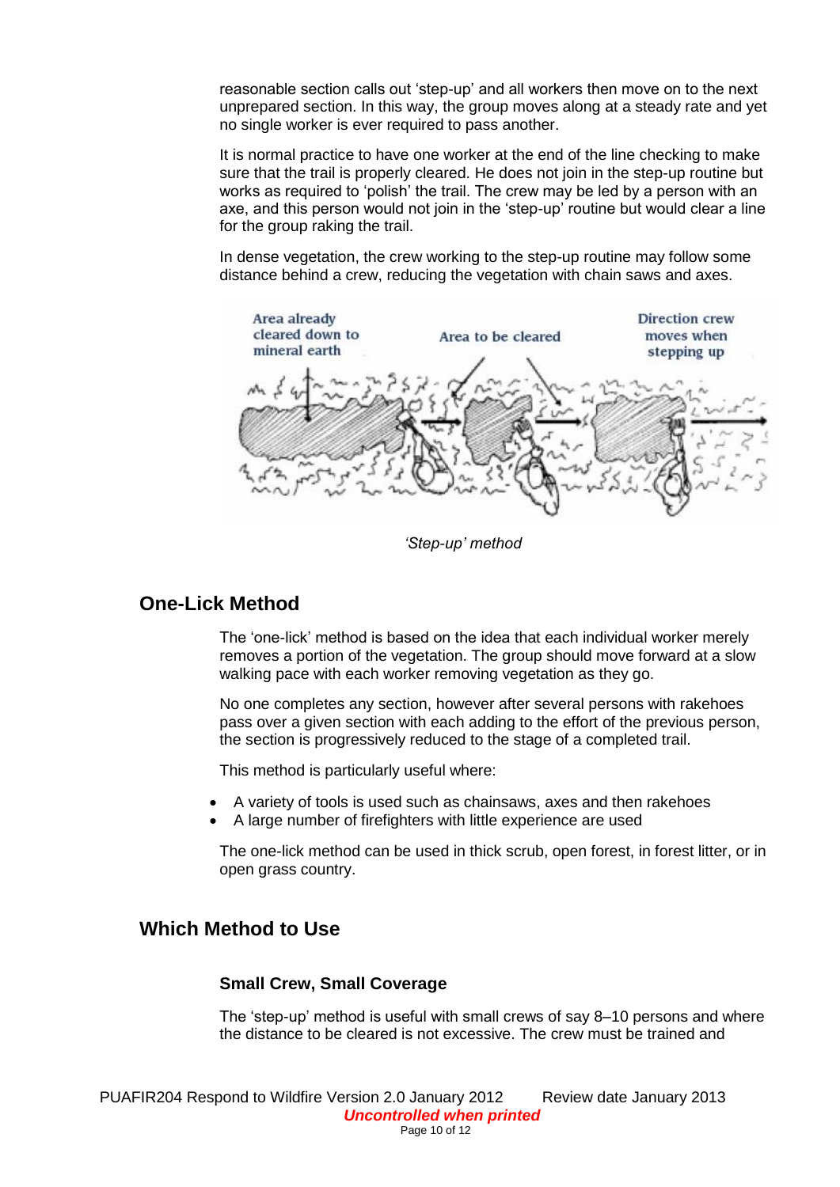reasonable section calls out 'step-up' and all workers then move on to the next unprepared section. In this way, the group moves along at a steady rate and yet no single worker is ever required to pass another.

It is normal practice to have one worker at the end of the line checking to make sure that the trail is properly cleared. He does not join in the step-up routine but works as required to 'polish' the trail. The crew may be led by a person with an axe, and this person would not join in the 'step-up' routine but would clear a line for the group raking the trail.

In dense vegetation, the crew working to the step-up routine may follow some distance behind a crew, reducing the vegetation with chain saws and axes.

*'Step-up' method*

## One-Lick Method

The 'one-lick' method is based on the idea that each individual worker merely removes a portion of the vegetation. The group should move forward at a slow walking pace with each worker removing vegetation as they go.

No one completes any section, however after several persons with rakehoes pass over a given section with each adding to the effort of the previous person, the section is progressively reduced to the stage of a completed trail.

This method is particularly useful where:

- A variety of tools is used such as chainsaws, axes and then rakehoes
- A large number of firefighters with little experience are used

The one-lick method can be used in thick scrub, open forest, in forest litter, or in open grass country.

## Which Method to Use

### Small Crew, Small Coverage

The 'step-up' method is useful with small crews of say 8–10 persons and where the distance to be cleared is not excessive. The crew must be trained and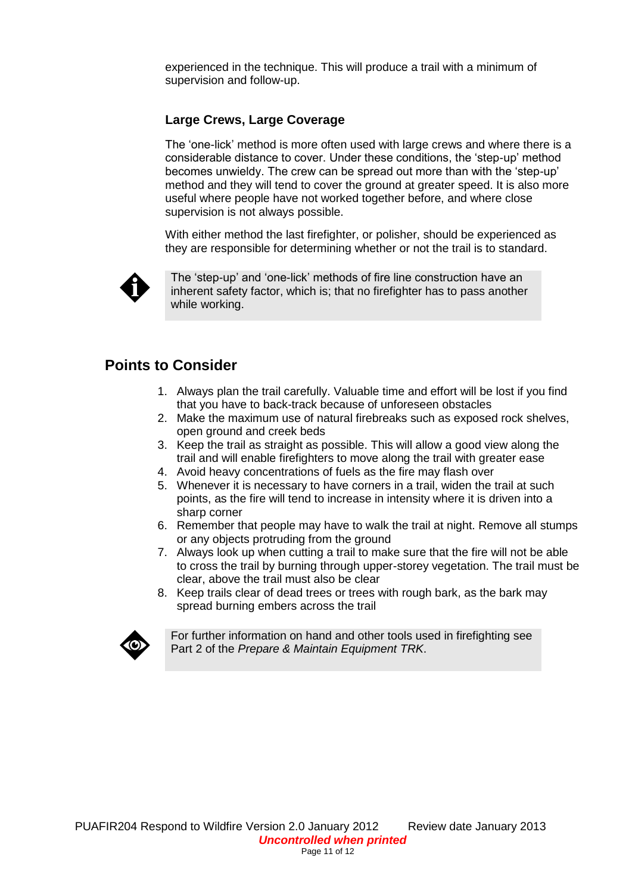experienced in the technique. This will produce a trail with a minimum of supervision and follow-up.

### Large Crews, Large Coverage

The 'one-lick' method is more often used with large crews and where there is a considerable distance to cover. Under these conditions, the 'step-up' method becomes unwieldy. The crew can be spread out more than with the 'step-up' method and they will tend to cover the ground at greater speed. It is also more useful where people have not worked together before, and where close supervision is not always possible.

With either method the last firefighter, or polisher, should be experienced as they are responsible for determining whether or not the trail is to standard.

> The 'step-up' and 'one-lick' methods of fire line construction have an inherent safety factor, which is; that no firefighter has to pass another while working.

## Points to Consider

1. Always plan the trail carefully. Valuable time and effort will be lost if you find that you have to back-track because of unforeseen obstacles
2. Make the maximum use of natural firebreaks such as exposed rock shelves, open ground and creek beds
3. Keep the trail as straight as possible. This will allow a good view along the trail and will enable firefighters to move along the trail with greater ease
4. Avoid heavy concentrations of fuels as the fire may flash over
5. Whenever it is necessary to have corners in a trail, widen the trail at such points, as the fire will tend to increase in intensity where it is driven into a sharp corner
6. Remember that people may have to walk the trail at night. Remove all stumps or any objects protruding from the ground
7. Always look up when cutting a trail to make sure that the fire will not be able to cross the trail by burning through upper-storey vegetation. The trail must be clear, above the trail must also be clear
8. Keep trails clear of dead trees or trees with rough bark, as the bark may spread burning embers across the trail

> For further information on hand and other tools used in firefighting see Part 2 of the *Prepare & Maintain Equipment TRK*.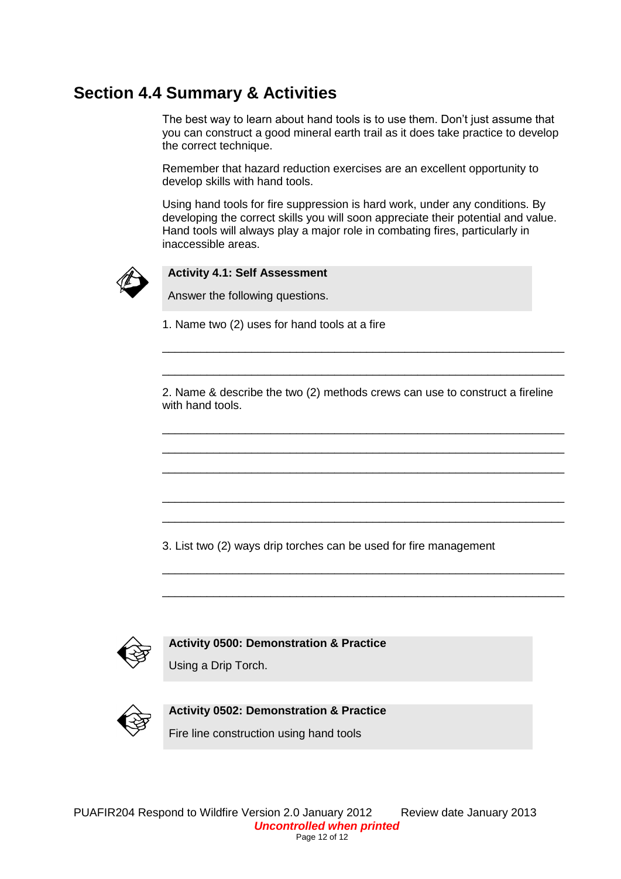## Section 4.4 Summary & Activities

The best way to learn about hand tools is to use them. Don't just assume that you can construct a good mineral earth trail as it does take practice to develop the correct technique.

Remember that hazard reduction exercises are an excellent opportunity to develop skills with hand tools.

Using hand tools for fire suppression is hard work, under any conditions. By developing the correct skills you will soon appreciate their potential and value. Hand tools will always play a major role in combating fires, particularly in inaccessible areas.

**Activity 4.1: Self Assessment**

Answer the following questions.

1. Name two (2) uses for hand tools at a fire

_______________________________________________________________

_______________________________________________________________

2. Name & describe the two (2) methods crews can use to construct a fireline with hand tools.

_______________________________________________________________

_______________________________________________________________

_______________________________________________________________

_______________________________________________________________

_______________________________________________________________

3. List two (2) ways drip torches can be used for fire management

_______________________________________________________________

_______________________________________________________________

**Activity 0500: Demonstration & Practice**

Using a Drip Torch.

**Activity 0502: Demonstration & Practice**

Fire line construction using hand tools

PUAFIR204 Respond to Wildfire Version 2.0 January 2012 Review date January 2013

***Uncontrolled when printed***